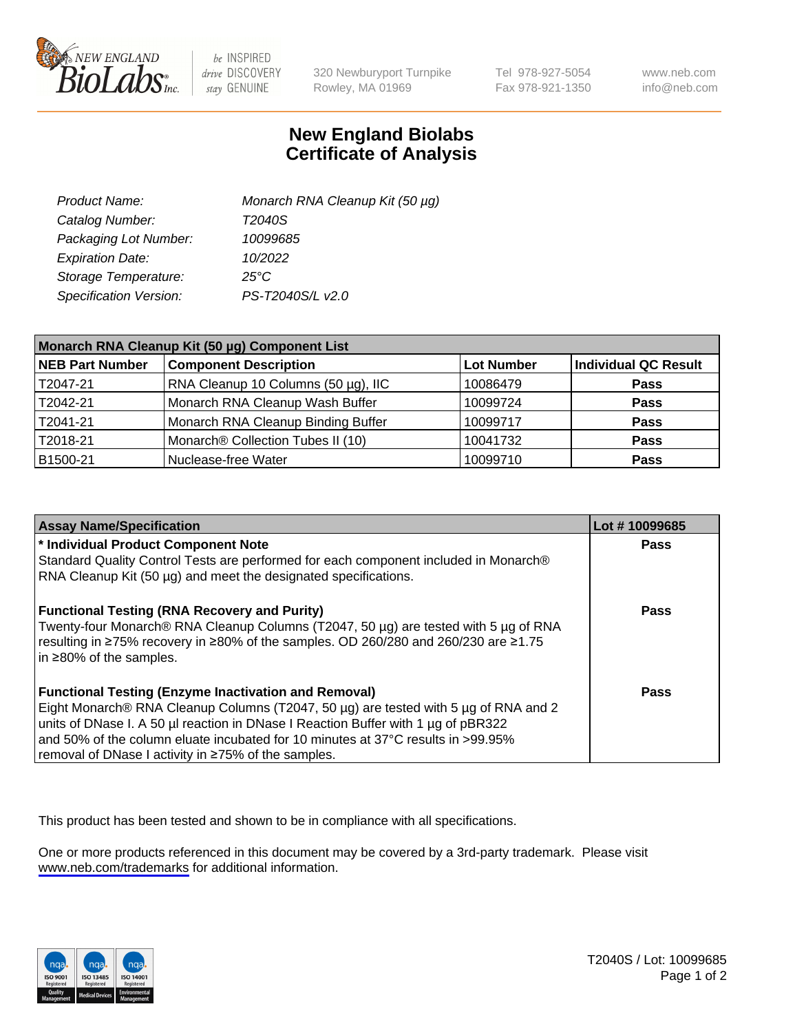# New England Biolabs Certificate of Analysis

| | |
|---|---|
| *Product Name:* | *Monarch RNA Cleanup Kit (50 µg)* |
| *Catalog Number:* | *T2040S* |
| *Packaging Lot Number:* | *10099685* |
| *Expiration Date:* | *10/2022* |
| *Storage Temperature:* | *25°C* |
| *Specification Version:* | *PS-T2040S/L v2.0* |

| Monarch RNA Cleanup Kit (50 µg) Component List | | | |
|---|---|---|---|
| **NEB Part Number** | **Component Description** | **Lot Number** | **Individual QC Result** |
| T2047-21 | RNA Cleanup 10 Columns (50 µg), IIC | 10086479 | **Pass** |
| T2042-21 | Monarch RNA Cleanup Wash Buffer | 10099724 | **Pass** |
| T2041-21 | Monarch RNA Cleanup Binding Buffer | 10099717 | **Pass** |
| T2018-21 | Monarch® Collection Tubes II (10) | 10041732 | **Pass** |
| B1500-21 | Nuclease-free Water | 10099710 | **Pass** |

| Assay Name/Specification | Lot # 10099685 |
|---|---|
| **\* Individual Product Component Note**<br>Standard Quality Control Tests are performed for each component included in Monarch® RNA Cleanup Kit (50 µg) and meet the designated specifications. | **Pass** |
| **Functional Testing (RNA Recovery and Purity)**<br>Twenty-four Monarch® RNA Cleanup Columns (T2047, 50 µg) are tested with 5 µg of RNA resulting in ≥75% recovery in ≥80% of the samples. OD 260/280 and 260/230 are ≥1.75 in ≥80% of the samples. | **Pass** |
| **Functional Testing (Enzyme Inactivation and Removal)**<br>Eight Monarch® RNA Cleanup Columns (T2047, 50 µg) are tested with 5 µg of RNA and 2 units of DNase I. A 50 µl reaction in DNase I Reaction Buffer with 1 µg of pBR322 and 50% of the column eluate incubated for 10 minutes at 37°C results in >99.95% removal of DNase I activity in ≥75% of the samples. | **Pass** |

This product has been tested and shown to be in compliance with all specifications.

One or more products referenced in this document may be covered by a 3rd-party trademark. Please visit www.neb.com/trademarks for additional information.

T2040S / Lot: 10099685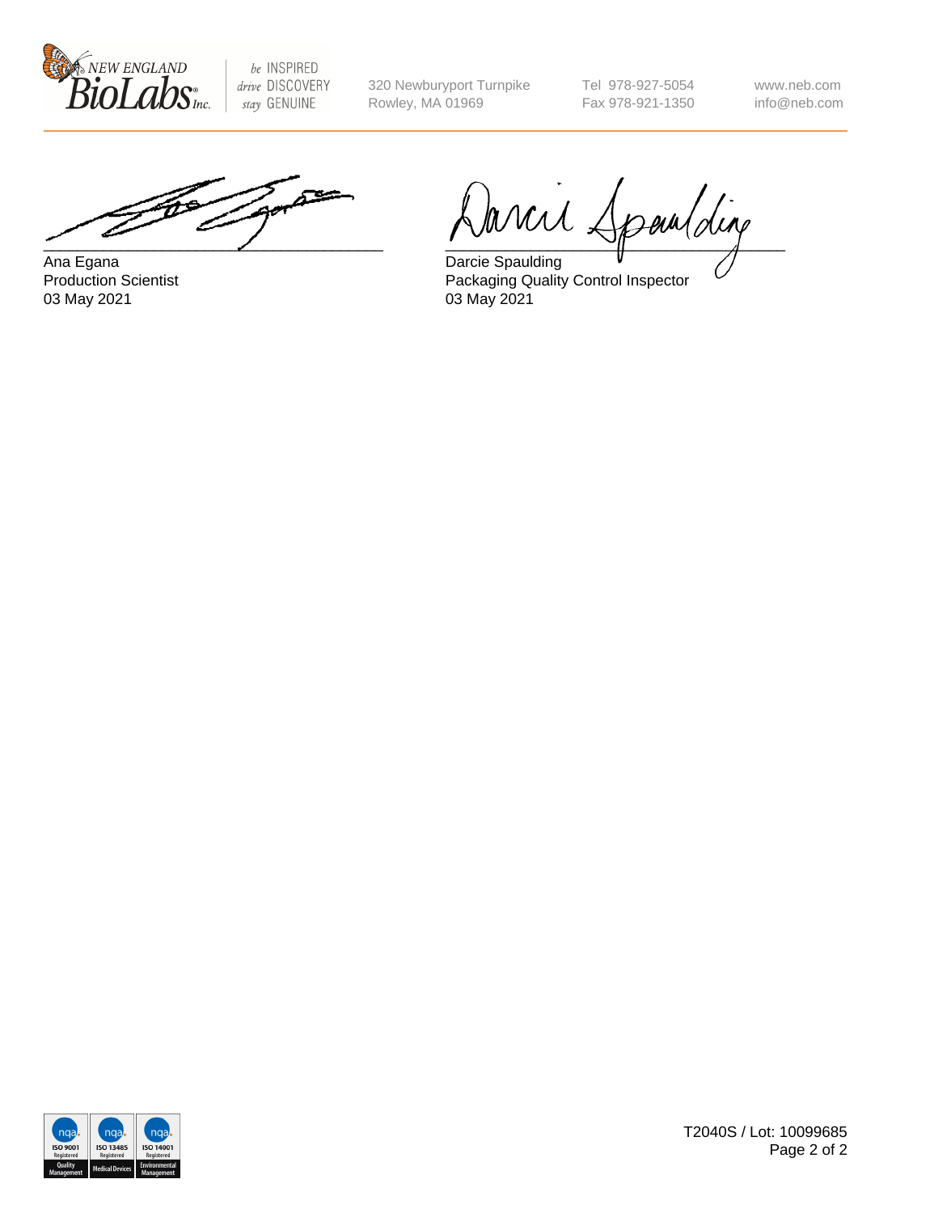Ana Egana
Production Scientist
03 May 2021

Darcie Spaulding
Packaging Quality Control Inspector
03 May 2021

T2040S / Lot: 10099685